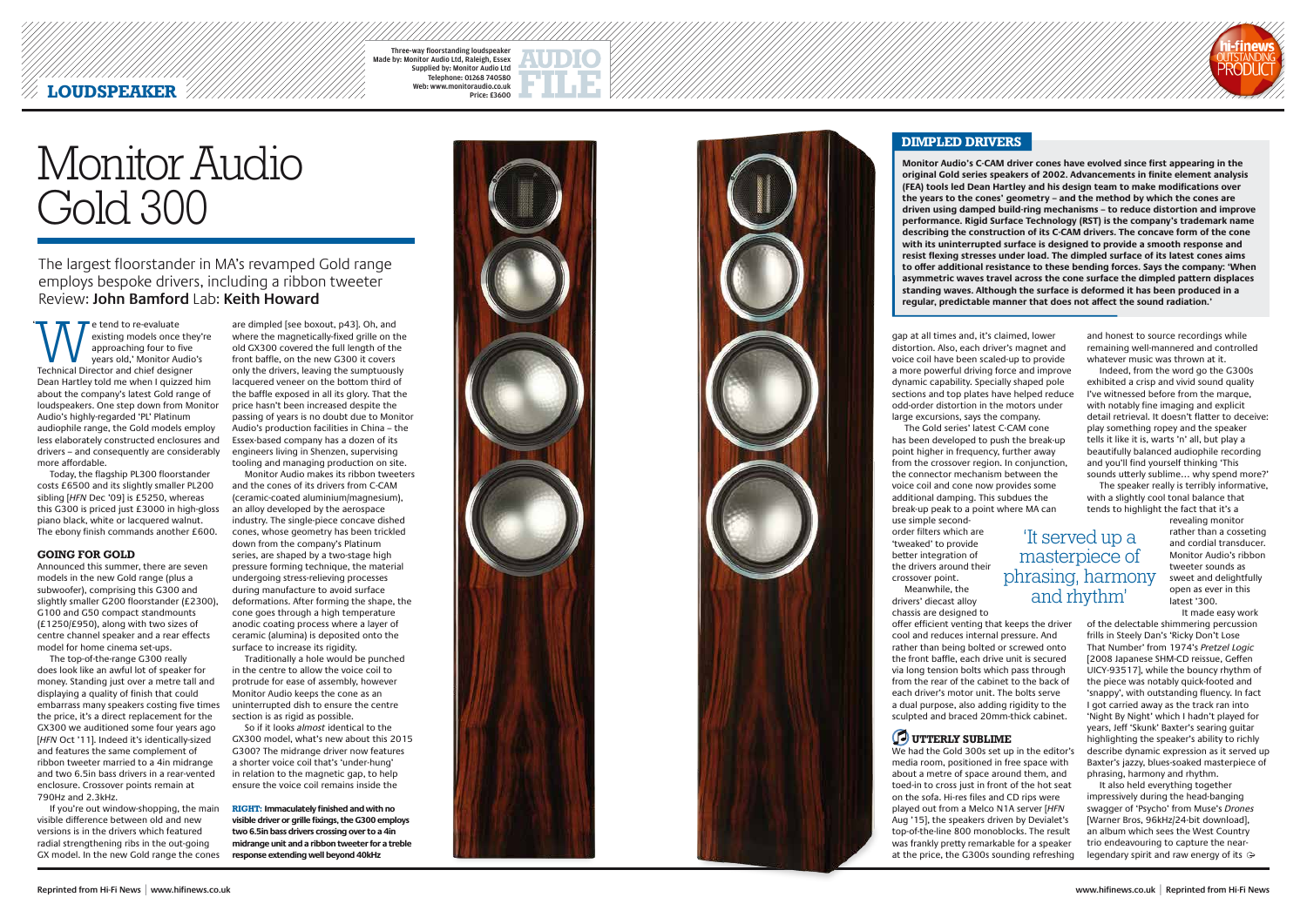LOUDSPEAKER

Three-way floorstanding loudspeaker
Made by: Monitor Audio Ltd, Raleigh, Essex
Supplied by: Monitor Audio Ltd
Telephone: 01268 740580
Web: www.monitoraudio.co.uk
Price: £3600

AUDIO FILE

hi-fi news OUTSTANDING PRODUCT

# Monitor Audio Gold 300

The largest floorstander in MA's revamped Gold range employs bespoke drivers, including a ribbon tweeter
Review: **John Bamford** Lab: **Keith Howard**

'We tend to re-evaluate existing models once they're approaching four to five years old,' Monitor Audio's Technical Director and chief designer Dean Hartley told me when I quizzed him about the company's latest Gold range of loudspeakers. One step down from Monitor Audio's highly-regarded 'PL' Platinum audiophile range, the Gold models employ less elaborately constructed enclosures and drivers – and consequently are considerably more affordable.

Today, the flagship PL300 floorstander costs £6500 and its slightly smaller PL200 sibling [*HFN* Dec '09] is £5250, whereas this G300 is priced just £3000 in high-gloss piano black, white or lacquered walnut. The ebony finish commands another £600.

### GOING FOR GOLD

Announced this summer, there are seven models in the new Gold range (plus a subwoofer), comprising this G300 and slightly smaller G200 floorstander (£2300), G100 and G50 compact standmounts (£1250/£950), along with two sizes of centre channel speaker and a rear effects model for home cinema set-ups.

The top-of-the-range G300 really does look like an awful lot of speaker for money. Standing just over a metre tall and displaying a quality of finish that could embarrass many speakers costing five times the price, it's a direct replacement for the GX300 we auditioned some four years ago [*HFN* Oct '11]. Indeed it's identically-sized and features the same complement of ribbon tweeter married to a 4in midrange and two 6.5in bass drivers in a rear-vented enclosure. Crossover points remain at 790Hz and 2.3kHz.

If you're out window-shopping, the main visible difference between old and new versions is in the drivers which featured radial strengthening ribs in the out-going GX model. In the new Gold range the cones are dimpled [see boxout, p43]. Oh, and where the magnetically-fixed grille on the old GX300 covered the full length of the front baffle, on the new G300 it covers only the drivers, leaving the sumptuously lacquered veneer on the bottom third of the baffle exposed in all its glory. That the price hasn't been increased despite the passing of years is no doubt due to Monitor Audio's production facilities in China – the Essex-based company has a dozen of its engineers living in Shenzen, supervising tooling and managing production on site.

Monitor Audio makes its ribbon tweeters and the cones of its drivers from C-CAM (ceramic-coated aluminium/magnesium), an alloy developed by the aerospace industry. The single-piece concave dished cones, whose geometry has been trickled down from the company's Platinum series, are shaped by a two-stage high pressure forming technique, the material undergoing stress-relieving processes during manufacture to avoid surface deformations. After forming the shape, the cone goes through a high temperature anodic coating process where a layer of ceramic (alumina) is deposited onto the surface to increase its rigidity.

Traditionally a hole would be punched in the centre to allow the voice coil to protrude for ease of assembly, however Monitor Audio keeps the cone as an uninterrupted dish to ensure the centre section is as rigid as possible.

So if it looks *almost* identical to the GX300 model, what's new about this 2015 G300? The midrange driver now features a shorter voice coil that's 'under-hung' in relation to the magnetic gap, to help ensure the voice coil remains inside the gap at all times and, it's claimed, lower distortion. Also, each driver's magnet and voice coil have been scaled-up to provide a more powerful driving force and improve dynamic capability. Specially shaped pole sections and top plates have helped reduce odd-order distortion in the motors under large excursions, says the company.

The Gold series' latest C-CAM cone has been developed to push the break-up point higher in frequency, further away from the crossover region. In conjunction, the connector mechanism between the voice coil and cone now provides some additional damping. This subdues the break-up peak to a point where MA can use simple second-order filters which are 'tweaked' to provide better integration of the drivers around their crossover point.

Meanwhile, the drivers' diecast alloy chassis are designed to offer efficient venting that keeps the driver cool and reduces internal pressure. And rather than being bolted or screwed onto the front baffle, each drive unit is secured via long tension bolts which pass through from the rear of the cabinet to the back of each driver's motor unit. The bolts serve a dual purpose, also adding rigidity to the sculpted and braced 20mm-thick cabinet.

**RIGHT: Immaculately finished and with no visible driver or grille fixings, the G300 employs two 6.5in bass drivers crossing over to a 4in midrange unit and a ribbon tweeter for a treble response extending well beyond 40kHz**

### DIMPLED DRIVERS

**Monitor Audio's C-CAM driver cones have evolved since first appearing in the original Gold series speakers of 2002. Advancements in finite element analysis (FEA) tools led Dean Hartley and his design team to make modifications over the years to the cones' geometry – and the method by which the cones are driven using damped build-ring mechanisms – to reduce distortion and improve performance. Rigid Surface Technology (RST) is the company's trademark name describing the construction of its C-CAM drivers. The concave form of the cone with its uninterrupted surface is designed to provide a smooth response and resist flexing stresses under load. The dimpled surface of its latest cones aims to offer additional resistance to these bending forces. Says the company: 'When asymmetric waves travel across the cone surface the dimpled pattern displaces standing waves. Although the surface is deformed it has been produced in a regular, predictable manner that does not affect the sound radiation.'**

### UTTERLY SUBLIME

We had the Gold 300s set up in the editor's media room, positioned in free space with about a metre of space around them, and toed-in to cross just in front of the hot seat on the sofa. Hi-res files and CD rips were played out from a Melco N1A server [*HFN* Aug '15], the speakers driven by Devialet's top-of-the-line 800 monoblocks. The result was frankly pretty remarkable for a speaker at the price, the G300s sounding refreshing and honest to source recordings while remaining well-mannered and controlled whatever music was thrown at it.

Indeed, from the word go the G300s exhibited a crisp and vivid sound quality I've witnessed before from the marque, with notably fine imaging and explicit detail retrieval. It doesn't flatter to deceive: play something ropey and the speaker tells it like it is, warts 'n' all, but play a beautifully balanced audiophile recording and you'll find yourself thinking 'This sounds utterly sublime... why spend more?'

The speaker really is terribly informative, with a slightly cool tonal balance that tends to highlight the fact that it's a revealing monitor rather than a cosseting and cordial transducer. Monitor Audio's ribbon tweeter sounds as sweet and delightfully open as ever in this latest '300.

> 'It served up a masterpiece of phrasing, harmony and rhythm'

It made easy work of the delectable shimmering percussion frills in Steely Dan's 'Ricky Don't Lose That Number' from 1974's *Pretzel Logic* [2008 Japanese SHM-CD reissue, Geffen UICY-93517], while the bouncy rhythm of the piece was notably quick-footed and 'snappy', with outstanding fluency. In fact I got carried away as the track ran into 'Night By Night' which I hadn't played for years, Jeff 'Skunk' Baxter's searing guitar highlighting the speaker's ability to richly describe dynamic expression as it served up Baxter's jazzy, blues-soaked masterpiece of phrasing, harmony and rhythm.

It also held everything together impressively during the head-banging swagger of 'Psycho' from Muse's *Drones* [Warner Bros, 96kHz/24-bit download], an album which sees the West Country trio endeavouring to capture the near-legendary spirit and raw energy of its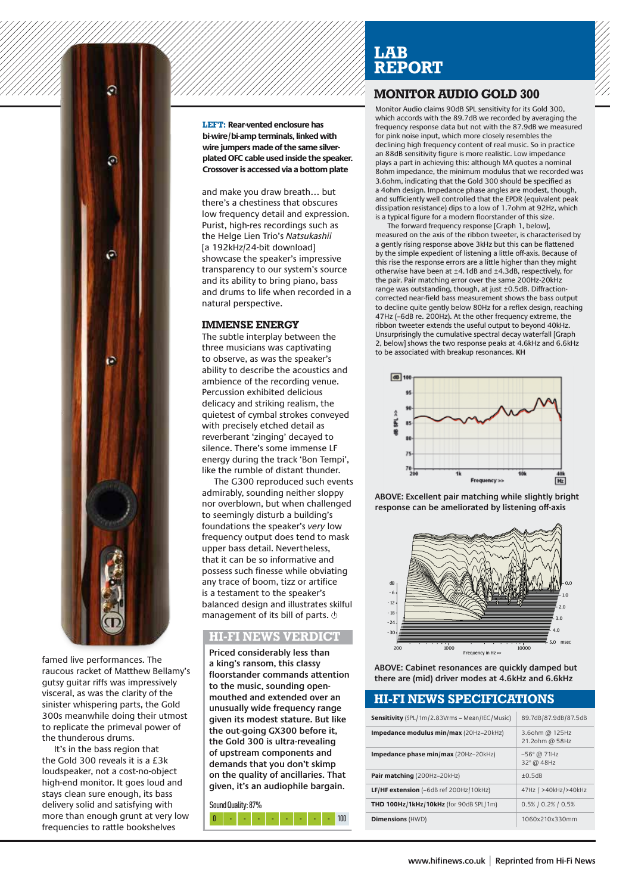**LEFT:** Rear-vented enclosure has bi-wire/bi-amp terminals, linked with wire jumpers made of the same silver-plated OFC cable used inside the speaker. Crossover is accessed via a bottom plate

famed live performances. The raucous racket of Matthew Bellamy's gutsy guitar riffs was impressively visceral, as was the clarity of the sinister whispering parts, the Gold 300s meanwhile doing their utmost to replicate the primeval power of the thunderous drums.

It's in the bass region that the Gold 300 reveals it is a £3k loudspeaker, not a cost-no-object high-end monitor. It goes loud and stays clean sure enough, its bass delivery solid and satisfying with more than enough grunt at very low frequencies to rattle bookshelves and make you draw breath… but there's a chestiness that obscures low frequency detail and expression. Purist, high-res recordings such as the Helge Lien Trio's *Natsukashii* [a 192kHz/24-bit download] showcase the speaker's impressive transparency to our system's source and its ability to bring piano, bass and drums to life when recorded in a natural perspective.

### IMMENSE ENERGY

The subtle interplay between the three musicians was captivating to observe, as was the speaker's ability to describe the acoustics and ambience of the recording venue. Percussion exhibited delicious delicacy and striking realism, the quietest of cymbal strokes conveyed with precisely etched detail as reverberant 'zinging' decayed to silence. There's some immense LF energy during the track 'Bon Tempi', like the rumble of distant thunder.

The G300 reproduced such events admirably, sounding neither sloppy nor overblown, but when challenged to seemingly disturb a building's foundations the speaker's *very* low frequency output does tend to mask upper bass detail. Nevertheless, that it can be so informative and possess such finesse while obviating any trace of boom, tizz or artifice is a testament to the speaker's balanced design and illustrates skilful management of its bill of parts. ⏻

### HI-FI NEWS VERDICT

**Priced considerably less than a king's ransom, this classy floorstander commands attention to the music, sounding open-mouthed and extended over an unusually wide frequency range given its modest stature. But like the out-going GX300 before it, the Gold 300 is ultra-revealing of upstream components and demands that you don't skimp on the quality of ancillaries. That given, it's an audiophile bargain.**

Sound Quality: 87%

0 - - - - - - - - - 100

# LAB REPORT

## MONITOR AUDIO GOLD 300

Monitor Audio claims 90dB SPL sensitivity for its Gold 300, which accords with the 89.7dB we recorded by averaging the frequency response data but not with the 87.9dB we measured for pink noise input, which more closely resembles the declining high frequency content of real music. So in practice an 88dB sensitivity figure is more realistic. Low impedance plays a part in achieving this: although MA quotes a nominal 8ohm impedance, the minimum modulus that we recorded was 3.6ohm, indicating that the Gold 300 should be specified as a 4ohm design. Impedance phase angles are modest, though, and sufficiently well controlled that the EPDR (equivalent peak dissipation resistance) dips to a low of 1.7ohm at 92Hz, which is a typical figure for a modern floorstander of this size.

The forward frequency response [Graph 1, below], measured on the axis of the ribbon tweeter, is characterised by a gently rising response above 3kHz but this can be flattened by the simple expedient of listening a little off-axis. Because of this rise the response errors are a little higher than they might otherwise have been at ±4.1dB and ±4.3dB, respectively, for the pair. Pair matching error over the same 200Hz-20kHz range was outstanding, though, at just ±0.5dB. Diffraction-corrected near-field bass measurement shows the bass output to decline quite gently below 80Hz for a reflex design, reaching 47Hz (–6dB re. 200Hz). At the other frequency extreme, the ribbon tweeter extends the useful output to beyond 40kHz. Unsurprisingly the cumulative spectral decay waterfall [Graph 2, below] shows the two response peaks at 4.6kHz and 6.6kHz to be associated with breakup resonances. **KH**

dB 100 95 90 85 80 75 70
dB SPL >>
200 1k 10k 40k
Frequency >> Hz

ABOVE: Excellent pair matching while slightly bright response can be ameliorated by listening off-axis

dB -6 -12 -18 -24 -30
200 1000 10000
Frequency in Hz >>
0.0 1.0 2.0 3.0 4.0 5.0 msec

ABOVE: Cabinet resonances are quickly damped but there are (mid) driver modes at 4.6kHz and 6.6kHz

### HI-FI NEWS SPECIFICATIONS

| | |
|---|---|
| **Sensitivity** (SPL/1m/2.83Vrms – Mean/IEC/Music) | 89.7dB/87.9dB/87.5dB |
| **Impedance modulus min/max** (20Hz–20kHz) | 3.6ohm @ 125Hz<br>21.2ohm @ 58Hz |
| **Impedance phase min/max** (20Hz–20kHz) | –56° @ 71Hz<br>32° @ 48Hz |
| **Pair matching** (200Hz–20kHz) | ±0.5dB |
| **LF/HF extension** (–6dB ref 200Hz/10kHz) | 47Hz / >40kHz/>40kHz |
| **THD 100Hz/1kHz/10kHz** (for 90dB SPL/1m) | 0.5% / 0.2% / 0.5% |
| **Dimensions** (HWD) | 1060x210x330mm |